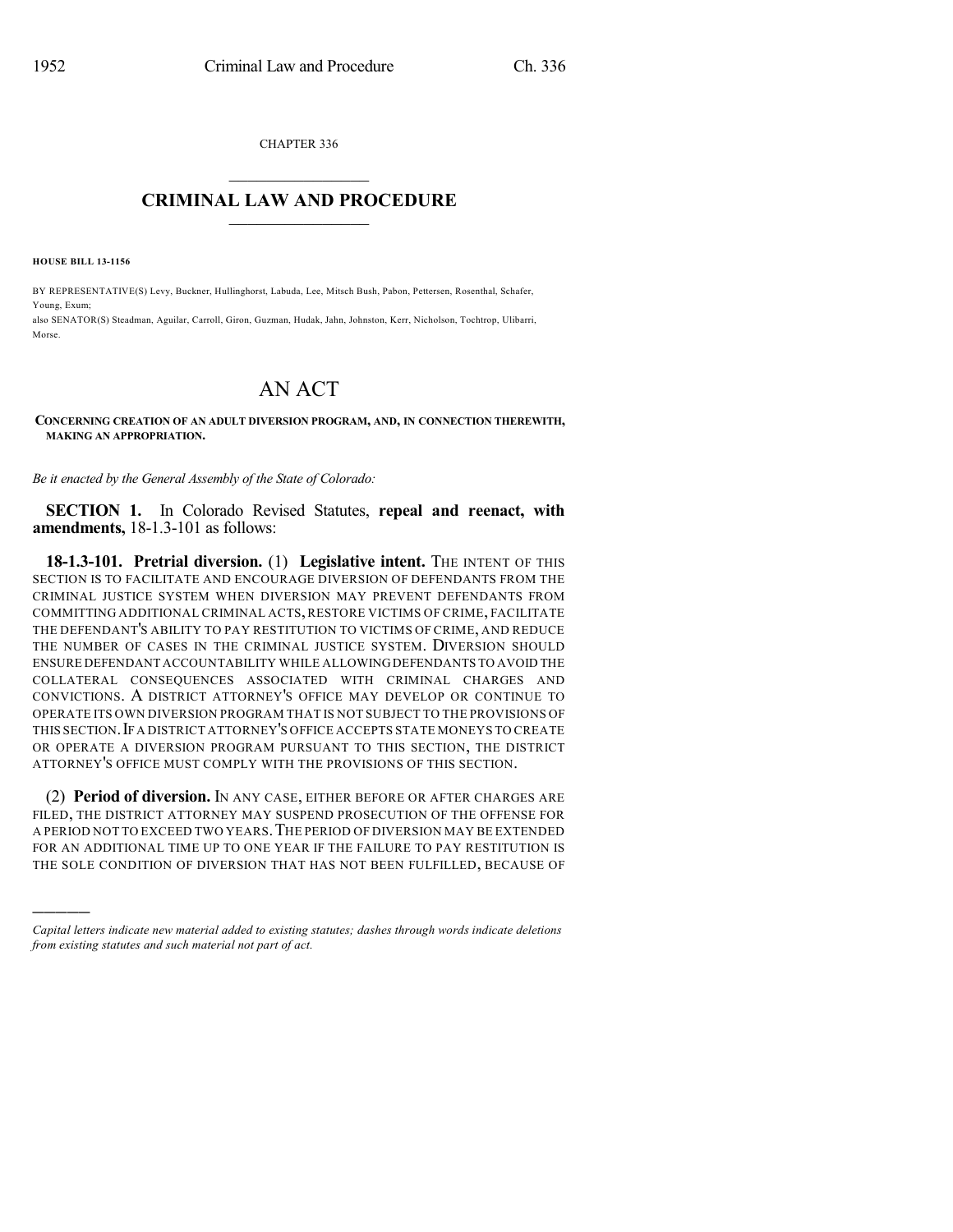CHAPTER 336

# CRIMINAL LAW AND PROCEDURE

**HOUSE BILL 13-1156**

BY REPRESENTATIVE(S) Levy, Buckner, Hullinghorst, Labuda, Lee, Mitsch Bush, Pabon, Pettersen, Rosenthal, Schafer, Young, Exum;
also SENATOR(S) Steadman, Aguilar, Carroll, Giron, Guzman, Hudak, Jahn, Johnston, Kerr, Nicholson, Tochtrop, Ulibarri, Morse.

# AN ACT

**CONCERNING CREATION OF AN ADULT DIVERSION PROGRAM, AND, IN CONNECTION THEREWITH, MAKING AN APPROPRIATION.**

*Be it enacted by the General Assembly of the State of Colorado:*

**SECTION 1.** In Colorado Revised Statutes, **repeal and reenact, with amendments,** 18-1.3-101 as follows:

**18-1.3-101. Pretrial diversion.** (1) **Legislative intent.** THE INTENT OF THIS SECTION IS TO FACILITATE AND ENCOURAGE DIVERSION OF DEFENDANTS FROM THE CRIMINAL JUSTICE SYSTEM WHEN DIVERSION MAY PREVENT DEFENDANTS FROM COMMITTING ADDITIONAL CRIMINAL ACTS, RESTORE VICTIMS OF CRIME, FACILITATE THE DEFENDANT'S ABILITY TO PAY RESTITUTION TO VICTIMS OF CRIME, AND REDUCE THE NUMBER OF CASES IN THE CRIMINAL JUSTICE SYSTEM. DIVERSION SHOULD ENSURE DEFENDANT ACCOUNTABILITY WHILE ALLOWING DEFENDANTS TO AVOID THE COLLATERAL CONSEQUENCES ASSOCIATED WITH CRIMINAL CHARGES AND CONVICTIONS. A DISTRICT ATTORNEY'S OFFICE MAY DEVELOP OR CONTINUE TO OPERATE ITS OWN DIVERSION PROGRAM THAT IS NOT SUBJECT TO THE PROVISIONS OF THIS SECTION. IF A DISTRICT ATTORNEY'S OFFICE ACCEPTS STATE MONEYS TO CREATE OR OPERATE A DIVERSION PROGRAM PURSUANT TO THIS SECTION, THE DISTRICT ATTORNEY'S OFFICE MUST COMPLY WITH THE PROVISIONS OF THIS SECTION.

(2) **Period of diversion.** IN ANY CASE, EITHER BEFORE OR AFTER CHARGES ARE FILED, THE DISTRICT ATTORNEY MAY SUSPEND PROSECUTION OF THE OFFENSE FOR A PERIOD NOT TO EXCEED TWO YEARS. THE PERIOD OF DIVERSION MAY BE EXTENDED FOR AN ADDITIONAL TIME UP TO ONE YEAR IF THE FAILURE TO PAY RESTITUTION IS THE SOLE CONDITION OF DIVERSION THAT HAS NOT BEEN FULFILLED, BECAUSE OF

---

*Capital letters indicate new material added to existing statutes; dashes through words indicate deletions from existing statutes and such material not part of act.*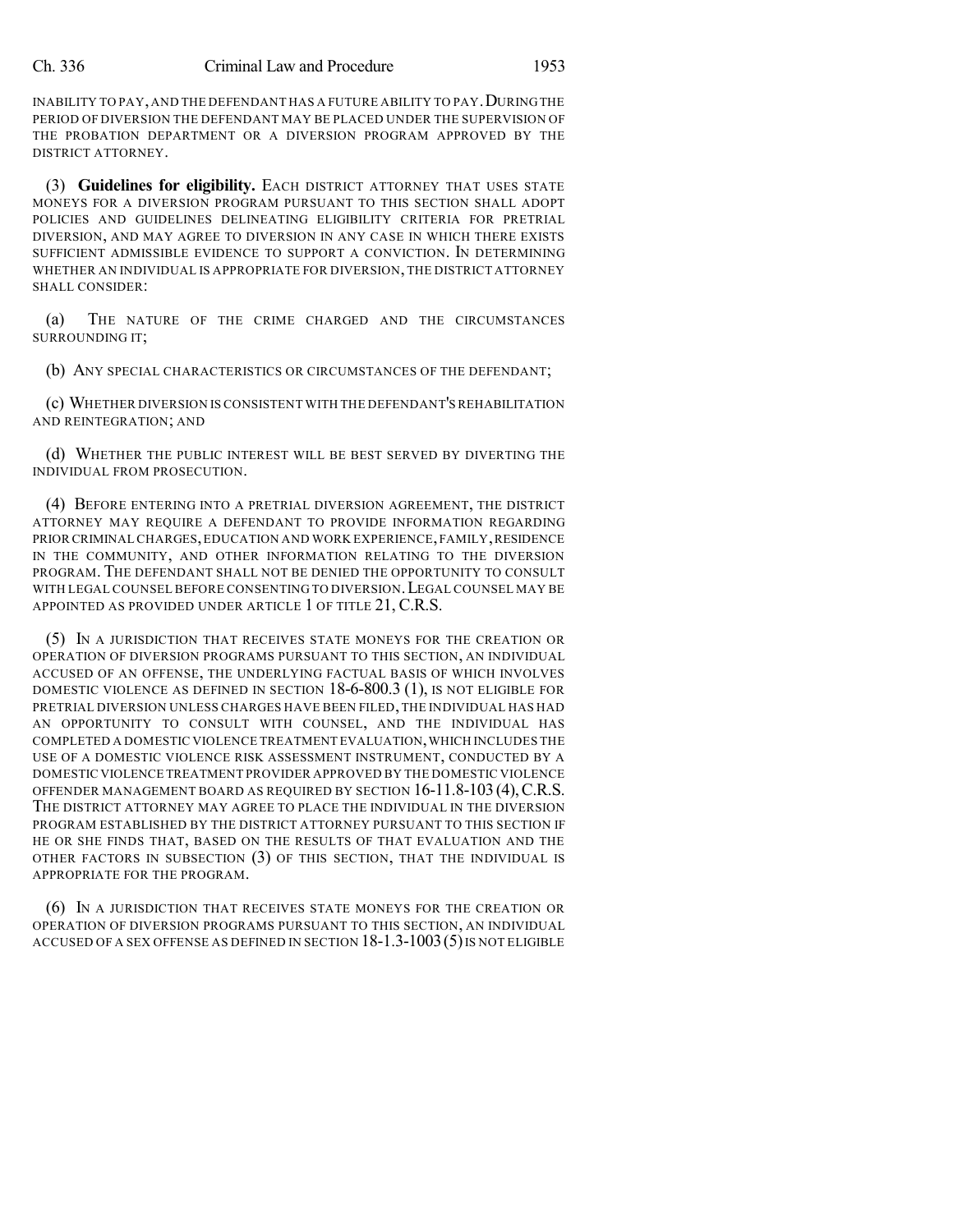INABILITY TO PAY, AND THE DEFENDANT HAS A FUTURE ABILITY TO PAY. DURING THE PERIOD OF DIVERSION THE DEFENDANT MAY BE PLACED UNDER THE SUPERVISION OF THE PROBATION DEPARTMENT OR A DIVERSION PROGRAM APPROVED BY THE DISTRICT ATTORNEY.

(3) **Guidelines for eligibility.** EACH DISTRICT ATTORNEY THAT USES STATE MONEYS FOR A DIVERSION PROGRAM PURSUANT TO THIS SECTION SHALL ADOPT POLICIES AND GUIDELINES DELINEATING ELIGIBILITY CRITERIA FOR PRETRIAL DIVERSION, AND MAY AGREE TO DIVERSION IN ANY CASE IN WHICH THERE EXISTS SUFFICIENT ADMISSIBLE EVIDENCE TO SUPPORT A CONVICTION. IN DETERMINING WHETHER AN INDIVIDUAL IS APPROPRIATE FOR DIVERSION, THE DISTRICT ATTORNEY SHALL CONSIDER:

(a) THE NATURE OF THE CRIME CHARGED AND THE CIRCUMSTANCES SURROUNDING IT;

(b) ANY SPECIAL CHARACTERISTICS OR CIRCUMSTANCES OF THE DEFENDANT;

(c) WHETHER DIVERSION IS CONSISTENT WITH THE DEFENDANT'S REHABILITATION AND REINTEGRATION; AND

(d) WHETHER THE PUBLIC INTEREST WILL BE BEST SERVED BY DIVERTING THE INDIVIDUAL FROM PROSECUTION.

(4) BEFORE ENTERING INTO A PRETRIAL DIVERSION AGREEMENT, THE DISTRICT ATTORNEY MAY REQUIRE A DEFENDANT TO PROVIDE INFORMATION REGARDING PRIOR CRIMINAL CHARGES, EDUCATION AND WORK EXPERIENCE, FAMILY, RESIDENCE IN THE COMMUNITY, AND OTHER INFORMATION RELATING TO THE DIVERSION PROGRAM. THE DEFENDANT SHALL NOT BE DENIED THE OPPORTUNITY TO CONSULT WITH LEGAL COUNSEL BEFORE CONSENTING TO DIVERSION. LEGAL COUNSEL MAY BE APPOINTED AS PROVIDED UNDER ARTICLE 1 OF TITLE 21, C.R.S.

(5) IN A JURISDICTION THAT RECEIVES STATE MONEYS FOR THE CREATION OR OPERATION OF DIVERSION PROGRAMS PURSUANT TO THIS SECTION, AN INDIVIDUAL ACCUSED OF AN OFFENSE, THE UNDERLYING FACTUAL BASIS OF WHICH INVOLVES DOMESTIC VIOLENCE AS DEFINED IN SECTION 18-6-800.3 (1), IS NOT ELIGIBLE FOR PRETRIAL DIVERSION UNLESS CHARGES HAVE BEEN FILED, THE INDIVIDUAL HAS HAD AN OPPORTUNITY TO CONSULT WITH COUNSEL, AND THE INDIVIDUAL HAS COMPLETED A DOMESTIC VIOLENCE TREATMENT EVALUATION, WHICH INCLUDES THE USE OF A DOMESTIC VIOLENCE RISK ASSESSMENT INSTRUMENT, CONDUCTED BY A DOMESTIC VIOLENCE TREATMENT PROVIDER APPROVED BY THE DOMESTIC VIOLENCE OFFENDER MANAGEMENT BOARD AS REQUIRED BY SECTION 16-11.8-103 (4), C.R.S. THE DISTRICT ATTORNEY MAY AGREE TO PLACE THE INDIVIDUAL IN THE DIVERSION PROGRAM ESTABLISHED BY THE DISTRICT ATTORNEY PURSUANT TO THIS SECTION IF HE OR SHE FINDS THAT, BASED ON THE RESULTS OF THAT EVALUATION AND THE OTHER FACTORS IN SUBSECTION (3) OF THIS SECTION, THAT THE INDIVIDUAL IS APPROPRIATE FOR THE PROGRAM.

(6) IN A JURISDICTION THAT RECEIVES STATE MONEYS FOR THE CREATION OR OPERATION OF DIVERSION PROGRAMS PURSUANT TO THIS SECTION, AN INDIVIDUAL ACCUSED OF A SEX OFFENSE AS DEFINED IN SECTION 18-1.3-1003 (5) IS NOT ELIGIBLE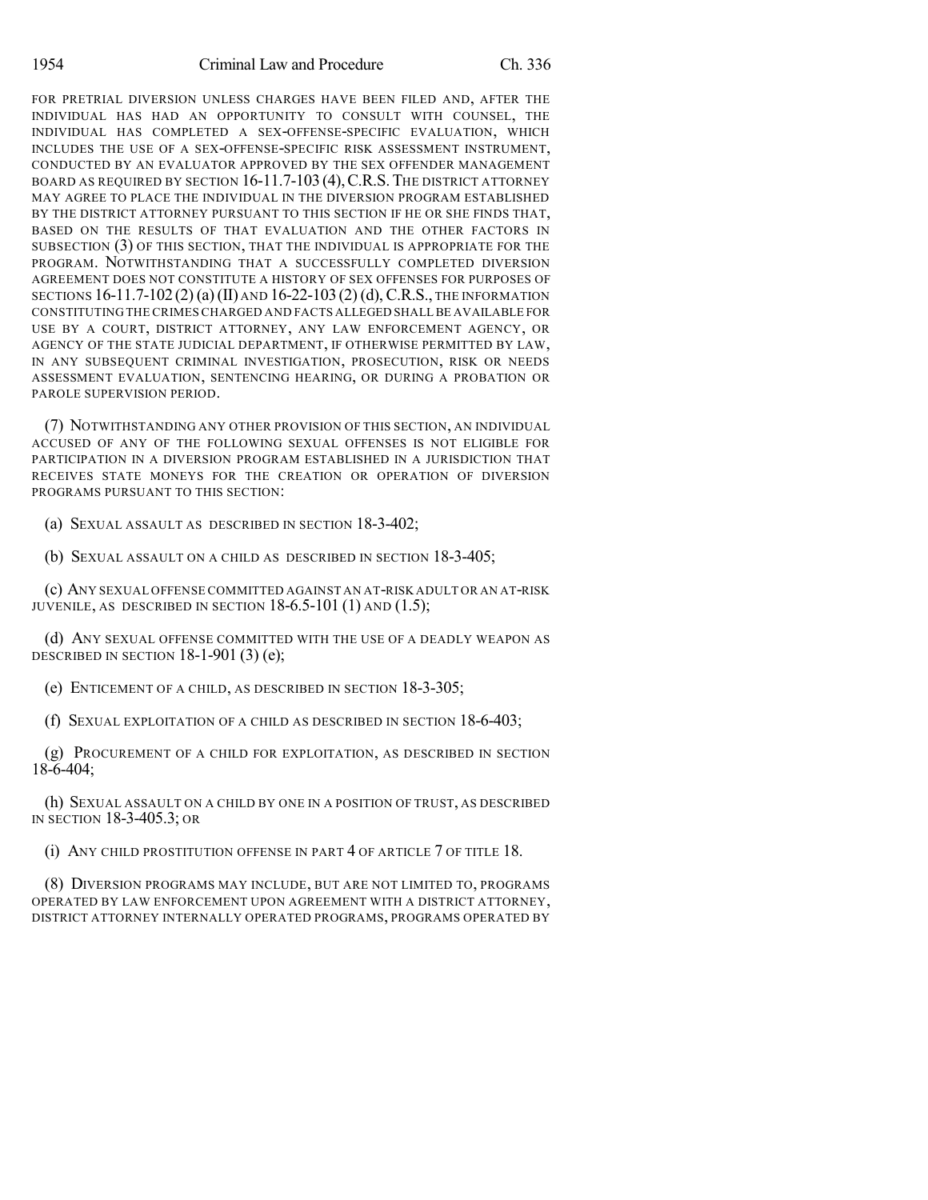FOR PRETRIAL DIVERSION UNLESS CHARGES HAVE BEEN FILED AND, AFTER THE INDIVIDUAL HAS HAD AN OPPORTUNITY TO CONSULT WITH COUNSEL, THE INDIVIDUAL HAS COMPLETED A SEX-OFFENSE-SPECIFIC EVALUATION, WHICH INCLUDES THE USE OF A SEX-OFFENSE-SPECIFIC RISK ASSESSMENT INSTRUMENT, CONDUCTED BY AN EVALUATOR APPROVED BY THE SEX OFFENDER MANAGEMENT BOARD AS REQUIRED BY SECTION 16-11.7-103 (4), C.R.S. THE DISTRICT ATTORNEY MAY AGREE TO PLACE THE INDIVIDUAL IN THE DIVERSION PROGRAM ESTABLISHED BY THE DISTRICT ATTORNEY PURSUANT TO THIS SECTION IF HE OR SHE FINDS THAT, BASED ON THE RESULTS OF THAT EVALUATION AND THE OTHER FACTORS IN SUBSECTION (3) OF THIS SECTION, THAT THE INDIVIDUAL IS APPROPRIATE FOR THE PROGRAM. NOTWITHSTANDING THAT A SUCCESSFULLY COMPLETED DIVERSION AGREEMENT DOES NOT CONSTITUTE A HISTORY OF SEX OFFENSES FOR PURPOSES OF SECTIONS 16-11.7-102 (2) (a) (II) AND 16-22-103 (2) (d), C.R.S., THE INFORMATION CONSTITUTING THE CRIMES CHARGED AND FACTS ALLEGED SHALL BE AVAILABLE FOR USE BY A COURT, DISTRICT ATTORNEY, ANY LAW ENFORCEMENT AGENCY, OR AGENCY OF THE STATE JUDICIAL DEPARTMENT, IF OTHERWISE PERMITTED BY LAW, IN ANY SUBSEQUENT CRIMINAL INVESTIGATION, PROSECUTION, RISK OR NEEDS ASSESSMENT EVALUATION, SENTENCING HEARING, OR DURING A PROBATION OR PAROLE SUPERVISION PERIOD.

(7) NOTWITHSTANDING ANY OTHER PROVISION OF THIS SECTION, AN INDIVIDUAL ACCUSED OF ANY OF THE FOLLOWING SEXUAL OFFENSES IS NOT ELIGIBLE FOR PARTICIPATION IN A DIVERSION PROGRAM ESTABLISHED IN A JURISDICTION THAT RECEIVES STATE MONEYS FOR THE CREATION OR OPERATION OF DIVERSION PROGRAMS PURSUANT TO THIS SECTION:

(a) SEXUAL ASSAULT AS DESCRIBED IN SECTION 18-3-402;

(b) SEXUAL ASSAULT ON A CHILD AS DESCRIBED IN SECTION 18-3-405;

(c) ANY SEXUAL OFFENSE COMMITTED AGAINST AN AT-RISK ADULT OR AN AT-RISK JUVENILE, AS DESCRIBED IN SECTION 18-6.5-101 (1) AND (1.5);

(d) ANY SEXUAL OFFENSE COMMITTED WITH THE USE OF A DEADLY WEAPON AS DESCRIBED IN SECTION 18-1-901 (3) (e);

(e) ENTICEMENT OF A CHILD, AS DESCRIBED IN SECTION 18-3-305;

(f) SEXUAL EXPLOITATION OF A CHILD AS DESCRIBED IN SECTION 18-6-403;

(g) PROCUREMENT OF A CHILD FOR EXPLOITATION, AS DESCRIBED IN SECTION 18-6-404;

(h) SEXUAL ASSAULT ON A CHILD BY ONE IN A POSITION OF TRUST, AS DESCRIBED IN SECTION 18-3-405.3; OR

(i) ANY CHILD PROSTITUTION OFFENSE IN PART 4 OF ARTICLE 7 OF TITLE 18.

(8) DIVERSION PROGRAMS MAY INCLUDE, BUT ARE NOT LIMITED TO, PROGRAMS OPERATED BY LAW ENFORCEMENT UPON AGREEMENT WITH A DISTRICT ATTORNEY, DISTRICT ATTORNEY INTERNALLY OPERATED PROGRAMS, PROGRAMS OPERATED BY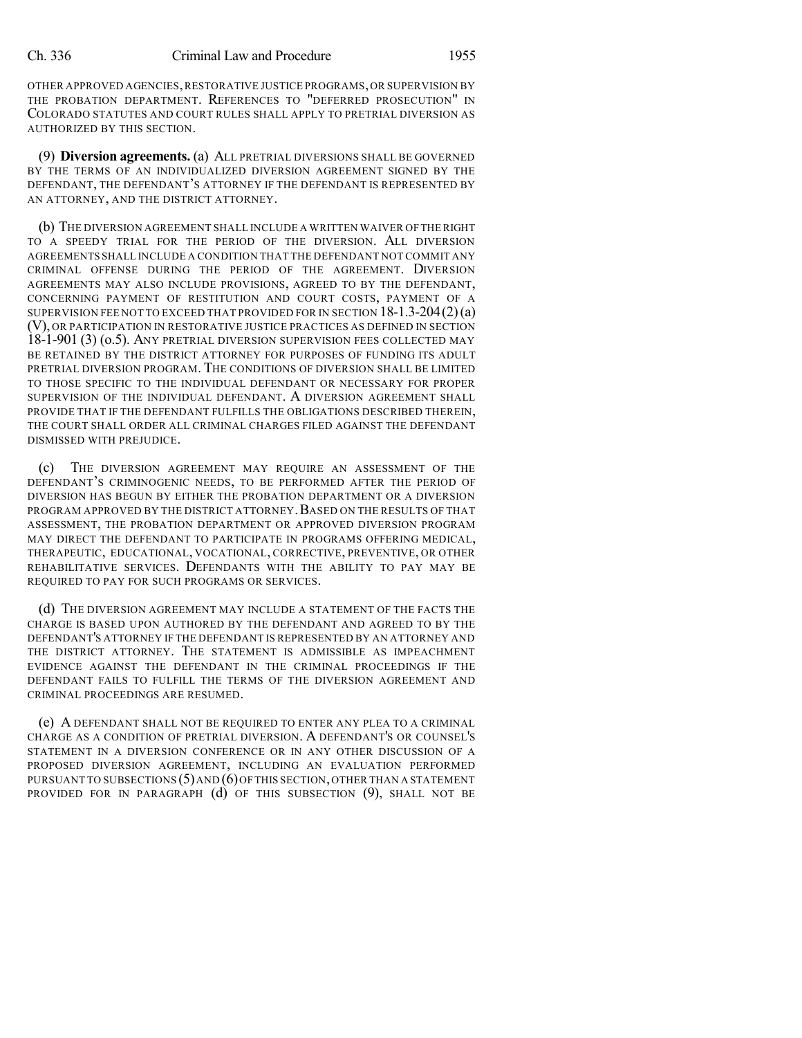OTHER APPROVED AGENCIES, RESTORATIVE JUSTICE PROGRAMS, OR SUPERVISION BY THE PROBATION DEPARTMENT. REFERENCES TO "DEFERRED PROSECUTION" IN COLORADO STATUTES AND COURT RULES SHALL APPLY TO PRETRIAL DIVERSION AS AUTHORIZED BY THIS SECTION.

(9) **Diversion agreements.** (a) ALL PRETRIAL DIVERSIONS SHALL BE GOVERNED BY THE TERMS OF AN INDIVIDUALIZED DIVERSION AGREEMENT SIGNED BY THE DEFENDANT, THE DEFENDANT'S ATTORNEY IF THE DEFENDANT IS REPRESENTED BY AN ATTORNEY, AND THE DISTRICT ATTORNEY.

(b) THE DIVERSION AGREEMENT SHALL INCLUDE A WRITTEN WAIVER OF THE RIGHT TO A SPEEDY TRIAL FOR THE PERIOD OF THE DIVERSION. ALL DIVERSION AGREEMENTS SHALL INCLUDE A CONDITION THAT THE DEFENDANT NOT COMMIT ANY CRIMINAL OFFENSE DURING THE PERIOD OF THE AGREEMENT. DIVERSION AGREEMENTS MAY ALSO INCLUDE PROVISIONS, AGREED TO BY THE DEFENDANT, CONCERNING PAYMENT OF RESTITUTION AND COURT COSTS, PAYMENT OF A SUPERVISION FEE NOT TO EXCEED THAT PROVIDED FOR IN SECTION 18-1.3-204 (2) (a) (V), OR PARTICIPATION IN RESTORATIVE JUSTICE PRACTICES AS DEFINED IN SECTION 18-1-901 (3) (o.5). ANY PRETRIAL DIVERSION SUPERVISION FEES COLLECTED MAY BE RETAINED BY THE DISTRICT ATTORNEY FOR PURPOSES OF FUNDING ITS ADULT PRETRIAL DIVERSION PROGRAM. THE CONDITIONS OF DIVERSION SHALL BE LIMITED TO THOSE SPECIFIC TO THE INDIVIDUAL DEFENDANT OR NECESSARY FOR PROPER SUPERVISION OF THE INDIVIDUAL DEFENDANT. A DIVERSION AGREEMENT SHALL PROVIDE THAT IF THE DEFENDANT FULFILLS THE OBLIGATIONS DESCRIBED THEREIN, THE COURT SHALL ORDER ALL CRIMINAL CHARGES FILED AGAINST THE DEFENDANT DISMISSED WITH PREJUDICE.

(c) THE DIVERSION AGREEMENT MAY REQUIRE AN ASSESSMENT OF THE DEFENDANT'S CRIMINOGENIC NEEDS, TO BE PERFORMED AFTER THE PERIOD OF DIVERSION HAS BEGUN BY EITHER THE PROBATION DEPARTMENT OR A DIVERSION PROGRAM APPROVED BY THE DISTRICT ATTORNEY. BASED ON THE RESULTS OF THAT ASSESSMENT, THE PROBATION DEPARTMENT OR APPROVED DIVERSION PROGRAM MAY DIRECT THE DEFENDANT TO PARTICIPATE IN PROGRAMS OFFERING MEDICAL, THERAPEUTIC, EDUCATIONAL, VOCATIONAL, CORRECTIVE, PREVENTIVE, OR OTHER REHABILITATIVE SERVICES. DEFENDANTS WITH THE ABILITY TO PAY MAY BE REQUIRED TO PAY FOR SUCH PROGRAMS OR SERVICES.

(d) THE DIVERSION AGREEMENT MAY INCLUDE A STATEMENT OF THE FACTS THE CHARGE IS BASED UPON AUTHORED BY THE DEFENDANT AND AGREED TO BY THE DEFENDANT'S ATTORNEY IF THE DEFENDANT IS REPRESENTED BY AN ATTORNEY AND THE DISTRICT ATTORNEY. THE STATEMENT IS ADMISSIBLE AS IMPEACHMENT EVIDENCE AGAINST THE DEFENDANT IN THE CRIMINAL PROCEEDINGS IF THE DEFENDANT FAILS TO FULFILL THE TERMS OF THE DIVERSION AGREEMENT AND CRIMINAL PROCEEDINGS ARE RESUMED.

(e) A DEFENDANT SHALL NOT BE REQUIRED TO ENTER ANY PLEA TO A CRIMINAL CHARGE AS A CONDITION OF PRETRIAL DIVERSION. A DEFENDANT'S OR COUNSEL'S STATEMENT IN A DIVERSION CONFERENCE OR IN ANY OTHER DISCUSSION OF A PROPOSED DIVERSION AGREEMENT, INCLUDING AN EVALUATION PERFORMED PURSUANT TO SUBSECTIONS (5) AND (6) OF THIS SECTION, OTHER THAN A STATEMENT PROVIDED FOR IN PARAGRAPH (d) OF THIS SUBSECTION (9), SHALL NOT BE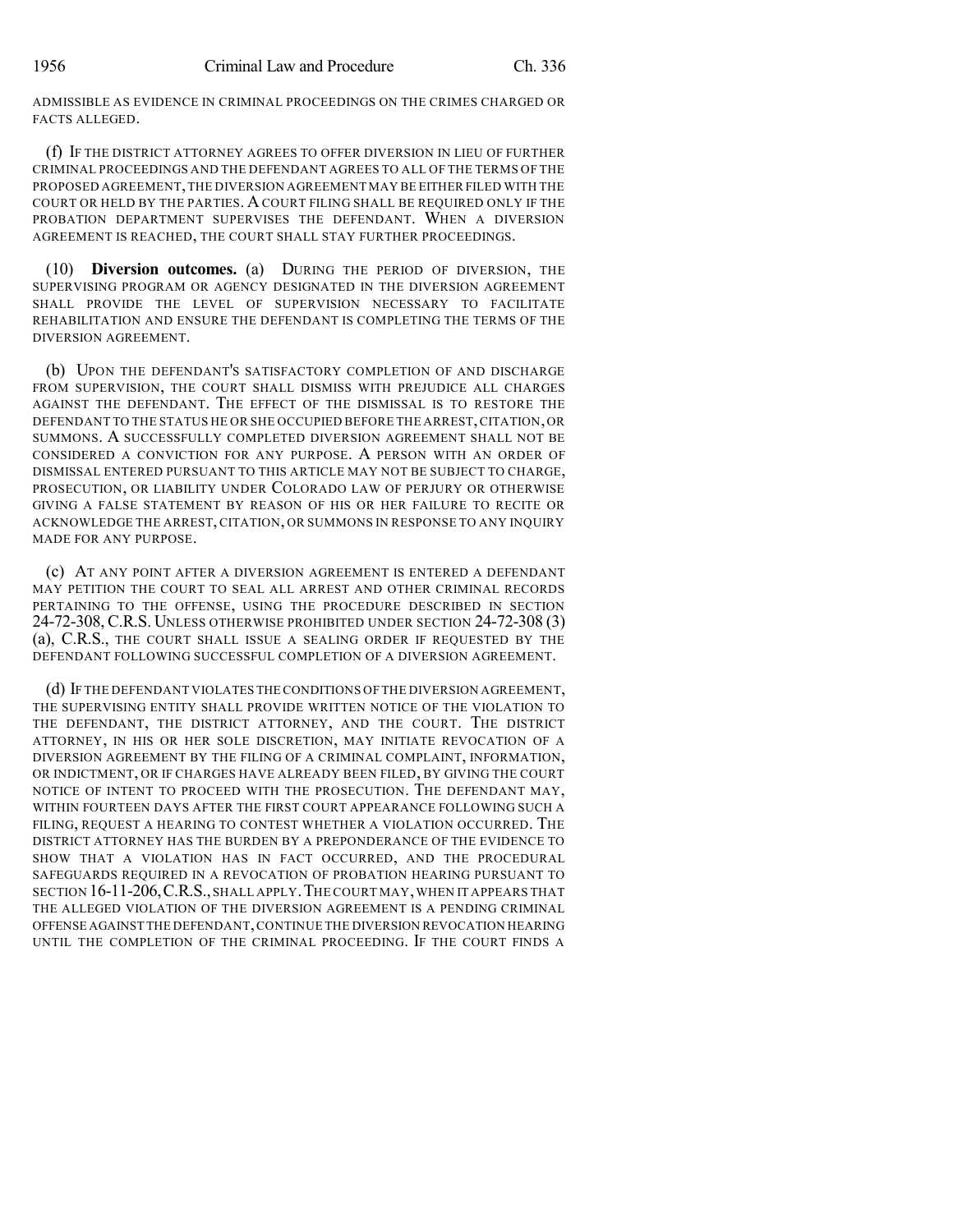ADMISSIBLE AS EVIDENCE IN CRIMINAL PROCEEDINGS ON THE CRIMES CHARGED OR FACTS ALLEGED.

(f) IF THE DISTRICT ATTORNEY AGREES TO OFFER DIVERSION IN LIEU OF FURTHER CRIMINAL PROCEEDINGS AND THE DEFENDANT AGREES TO ALL OF THE TERMS OF THE PROPOSED AGREEMENT, THE DIVERSION AGREEMENT MAY BE EITHER FILED WITH THE COURT OR HELD BY THE PARTIES. A COURT FILING SHALL BE REQUIRED ONLY IF THE PROBATION DEPARTMENT SUPERVISES THE DEFENDANT. WHEN A DIVERSION AGREEMENT IS REACHED, THE COURT SHALL STAY FURTHER PROCEEDINGS.

(10) **Diversion outcomes.** (a) DURING THE PERIOD OF DIVERSION, THE SUPERVISING PROGRAM OR AGENCY DESIGNATED IN THE DIVERSION AGREEMENT SHALL PROVIDE THE LEVEL OF SUPERVISION NECESSARY TO FACILITATE REHABILITATION AND ENSURE THE DEFENDANT IS COMPLETING THE TERMS OF THE DIVERSION AGREEMENT.

(b) UPON THE DEFENDANT'S SATISFACTORY COMPLETION OF AND DISCHARGE FROM SUPERVISION, THE COURT SHALL DISMISS WITH PREJUDICE ALL CHARGES AGAINST THE DEFENDANT. THE EFFECT OF THE DISMISSAL IS TO RESTORE THE DEFENDANT TO THE STATUS HE OR SHE OCCUPIED BEFORE THE ARREST, CITATION, OR SUMMONS. A SUCCESSFULLY COMPLETED DIVERSION AGREEMENT SHALL NOT BE CONSIDERED A CONVICTION FOR ANY PURPOSE. A PERSON WITH AN ORDER OF DISMISSAL ENTERED PURSUANT TO THIS ARTICLE MAY NOT BE SUBJECT TO CHARGE, PROSECUTION, OR LIABILITY UNDER COLORADO LAW OF PERJURY OR OTHERWISE GIVING A FALSE STATEMENT BY REASON OF HIS OR HER FAILURE TO RECITE OR ACKNOWLEDGE THE ARREST, CITATION, OR SUMMONS IN RESPONSE TO ANY INQUIRY MADE FOR ANY PURPOSE.

(c) AT ANY POINT AFTER A DIVERSION AGREEMENT IS ENTERED A DEFENDANT MAY PETITION THE COURT TO SEAL ALL ARREST AND OTHER CRIMINAL RECORDS PERTAINING TO THE OFFENSE, USING THE PROCEDURE DESCRIBED IN SECTION 24-72-308, C.R.S. UNLESS OTHERWISE PROHIBITED UNDER SECTION 24-72-308 (3) (a), C.R.S., THE COURT SHALL ISSUE A SEALING ORDER IF REQUESTED BY THE DEFENDANT FOLLOWING SUCCESSFUL COMPLETION OF A DIVERSION AGREEMENT.

(d) IF THE DEFENDANT VIOLATES THE CONDITIONS OF THE DIVERSION AGREEMENT, THE SUPERVISING ENTITY SHALL PROVIDE WRITTEN NOTICE OF THE VIOLATION TO THE DEFENDANT, THE DISTRICT ATTORNEY, AND THE COURT. THE DISTRICT ATTORNEY, IN HIS OR HER SOLE DISCRETION, MAY INITIATE REVOCATION OF A DIVERSION AGREEMENT BY THE FILING OF A CRIMINAL COMPLAINT, INFORMATION, OR INDICTMENT, OR IF CHARGES HAVE ALREADY BEEN FILED, BY GIVING THE COURT NOTICE OF INTENT TO PROCEED WITH THE PROSECUTION. THE DEFENDANT MAY, WITHIN FOURTEEN DAYS AFTER THE FIRST COURT APPEARANCE FOLLOWING SUCH A FILING, REQUEST A HEARING TO CONTEST WHETHER A VIOLATION OCCURRED. THE DISTRICT ATTORNEY HAS THE BURDEN BY A PREPONDERANCE OF THE EVIDENCE TO SHOW THAT A VIOLATION HAS IN FACT OCCURRED, AND THE PROCEDURAL SAFEGUARDS REQUIRED IN A REVOCATION OF PROBATION HEARING PURSUANT TO SECTION 16-11-206, C.R.S., SHALL APPLY. THE COURT MAY, WHEN IT APPEARS THAT THE ALLEGED VIOLATION OF THE DIVERSION AGREEMENT IS A PENDING CRIMINAL OFFENSE AGAINST THE DEFENDANT, CONTINUE THE DIVERSION REVOCATION HEARING UNTIL THE COMPLETION OF THE CRIMINAL PROCEEDING. IF THE COURT FINDS A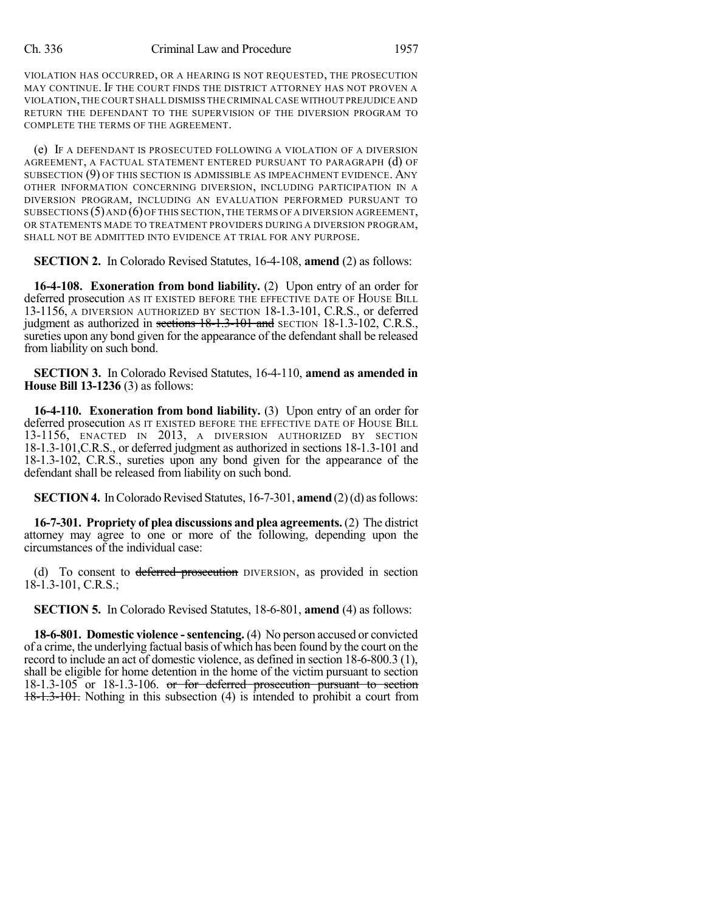VIOLATION HAS OCCURRED, OR A HEARING IS NOT REQUESTED, THE PROSECUTION MAY CONTINUE. IF THE COURT FINDS THE DISTRICT ATTORNEY HAS NOT PROVEN A VIOLATION, THE COURT SHALL DISMISS THE CRIMINAL CASE WITHOUT PREJUDICE AND RETURN THE DEFENDANT TO THE SUPERVISION OF THE DIVERSION PROGRAM TO COMPLETE THE TERMS OF THE AGREEMENT.

(e) IF A DEFENDANT IS PROSECUTED FOLLOWING A VIOLATION OF A DIVERSION AGREEMENT, A FACTUAL STATEMENT ENTERED PURSUANT TO PARAGRAPH (d) OF SUBSECTION (9) OF THIS SECTION IS ADMISSIBLE AS IMPEACHMENT EVIDENCE. ANY OTHER INFORMATION CONCERNING DIVERSION, INCLUDING PARTICIPATION IN A DIVERSION PROGRAM, INCLUDING AN EVALUATION PERFORMED PURSUANT TO SUBSECTIONS (5) AND (6) OF THIS SECTION, THE TERMS OF A DIVERSION AGREEMENT, OR STATEMENTS MADE TO TREATMENT PROVIDERS DURING A DIVERSION PROGRAM, SHALL NOT BE ADMITTED INTO EVIDENCE AT TRIAL FOR ANY PURPOSE.

**SECTION 2.** In Colorado Revised Statutes, 16-4-108, **amend** (2) as follows:

**16-4-108. Exoneration from bond liability.** (2) Upon entry of an order for deferred prosecution AS IT EXISTED BEFORE THE EFFECTIVE DATE OF HOUSE BILL 13-1156, A DIVERSION AUTHORIZED BY SECTION 18-1.3-101, C.R.S., or deferred judgment as authorized in ~~sections 18-1.3-101 and~~ SECTION 18-1.3-102, C.R.S., sureties upon any bond given for the appearance of the defendant shall be released from liability on such bond.

**SECTION 3.** In Colorado Revised Statutes, 16-4-110, **amend as amended in House Bill 13-1236** (3) as follows:

**16-4-110. Exoneration from bond liability.** (3) Upon entry of an order for deferred prosecution AS IT EXISTED BEFORE THE EFFECTIVE DATE OF HOUSE BILL 13-1156, ENACTED IN 2013, A DIVERSION AUTHORIZED BY SECTION 18-1.3-101,C.R.S., or deferred judgment as authorized in sections 18-1.3-101 and 18-1.3-102, C.R.S., sureties upon any bond given for the appearance of the defendant shall be released from liability on such bond.

**SECTION 4.** In Colorado Revised Statutes, 16-7-301, **amend** (2) (d) as follows:

**16-7-301. Propriety of plea discussions and plea agreements.** (2) The district attorney may agree to one or more of the following, depending upon the circumstances of the individual case:

(d) To consent to ~~deferred prosecution~~ DIVERSION, as provided in section 18-1.3-101, C.R.S.;

**SECTION 5.** In Colorado Revised Statutes, 18-6-801, **amend** (4) as follows:

**18-6-801. Domestic violence - sentencing.** (4) No person accused or convicted of a crime, the underlying factual basis of which has been found by the court on the record to include an act of domestic violence, as defined in section 18-6-800.3 (1), shall be eligible for home detention in the home of the victim pursuant to section 18-1.3-105 or 18-1.3-106. ~~or for deferred prosecution pursuant to section 18-1.3-101.~~ Nothing in this subsection (4) is intended to prohibit a court from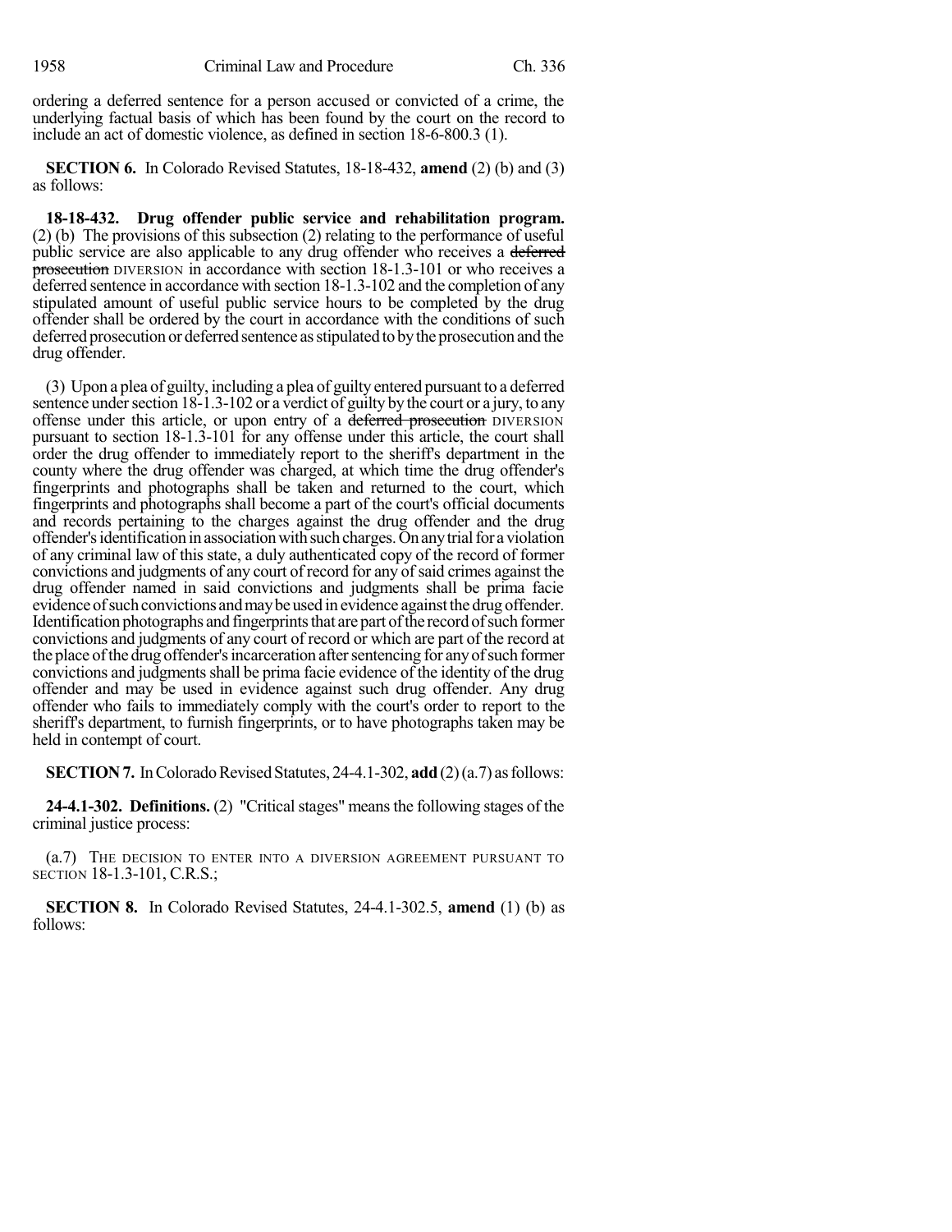ordering a deferred sentence for a person accused or convicted of a crime, the underlying factual basis of which has been found by the court on the record to include an act of domestic violence, as defined in section 18-6-800.3 (1).

**SECTION 6.** In Colorado Revised Statutes, 18-18-432, **amend** (2) (b) and (3) as follows:

**18-18-432. Drug offender public service and rehabilitation program.** (2) (b) The provisions of this subsection (2) relating to the performance of useful public service are also applicable to any drug offender who receives a ~~deferred prosecution~~ DIVERSION in accordance with section 18-1.3-101 or who receives a deferred sentence in accordance with section 18-1.3-102 and the completion of any stipulated amount of useful public service hours to be completed by the drug offender shall be ordered by the court in accordance with the conditions of such deferred prosecution or deferred sentence as stipulated to by the prosecution and the drug offender.

(3) Upon a plea of guilty, including a plea of guilty entered pursuant to a deferred sentence under section 18-1.3-102 or a verdict of guilty by the court or a jury, to any offense under this article, or upon entry of a ~~deferred prosecution~~ DIVERSION pursuant to section 18-1.3-101 for any offense under this article, the court shall order the drug offender to immediately report to the sheriff's department in the county where the drug offender was charged, at which time the drug offender's fingerprints and photographs shall be taken and returned to the court, which fingerprints and photographs shall become a part of the court's official documents and records pertaining to the charges against the drug offender and the drug offender's identification in association with such charges. On any trial for a violation of any criminal law of this state, a duly authenticated copy of the record of former convictions and judgments of any court of record for any of said crimes against the drug offender named in said convictions and judgments shall be prima facie evidence of such convictions and may be used in evidence against the drug offender. Identification photographs and fingerprints that are part of the record of such former convictions and judgments of any court of record or which are part of the record at the place of the drug offender's incarceration after sentencing for any of such former convictions and judgments shall be prima facie evidence of the identity of the drug offender and may be used in evidence against such drug offender. Any drug offender who fails to immediately comply with the court's order to report to the sheriff's department, to furnish fingerprints, or to have photographs taken may be held in contempt of court.

**SECTION 7.** In Colorado Revised Statutes, 24-4.1-302, **add** (2) (a.7) as follows:

**24-4.1-302. Definitions.** (2) "Critical stages" means the following stages of the criminal justice process:

(a.7) THE DECISION TO ENTER INTO A DIVERSION AGREEMENT PURSUANT TO SECTION 18-1.3-101, C.R.S.;

**SECTION 8.** In Colorado Revised Statutes, 24-4.1-302.5, **amend** (1) (b) as follows: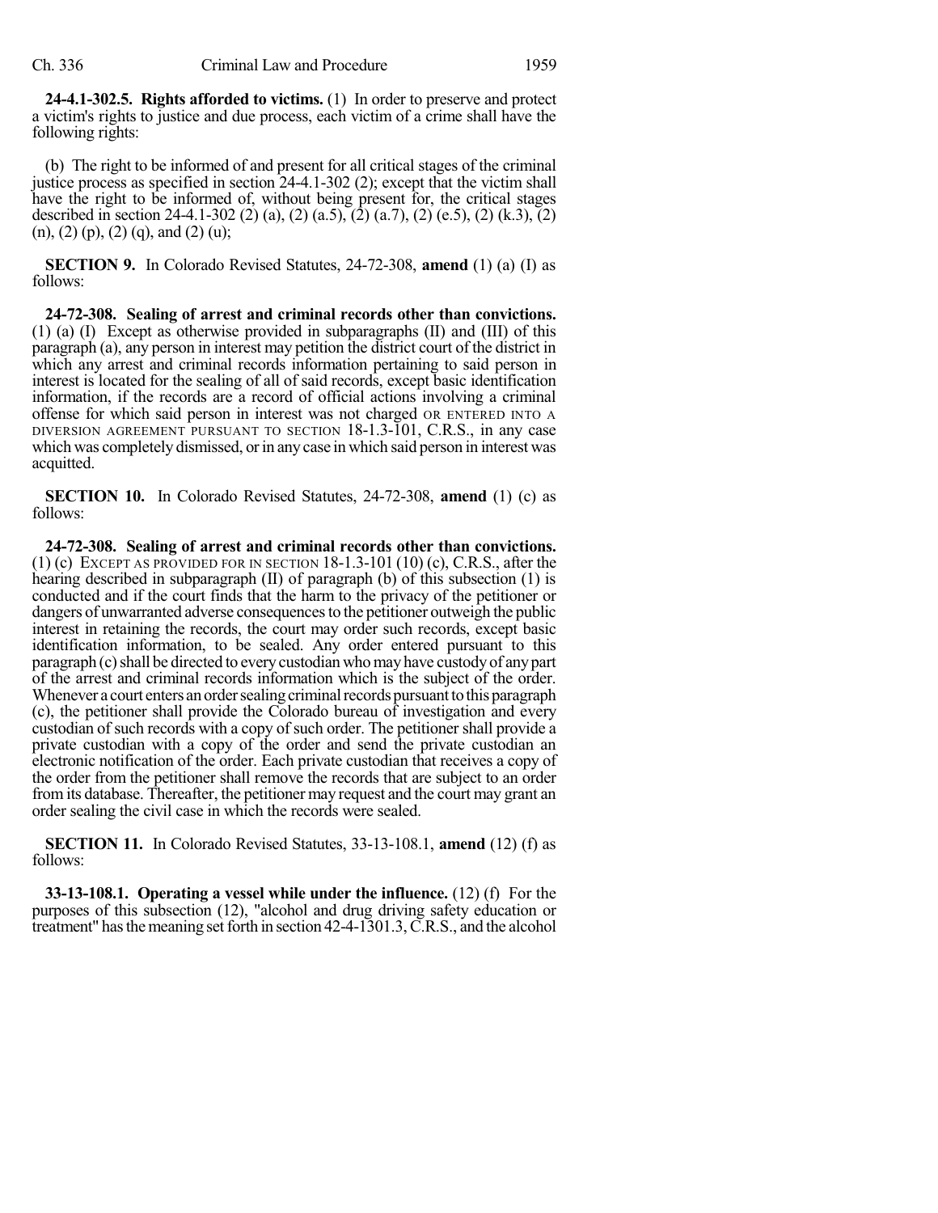**24-4.1-302.5. Rights afforded to victims.** (1) In order to preserve and protect a victim's rights to justice and due process, each victim of a crime shall have the following rights:

(b) The right to be informed of and present for all critical stages of the criminal justice process as specified in section 24-4.1-302 (2); except that the victim shall have the right to be informed of, without being present for, the critical stages described in section 24-4.1-302 (2) (a), (2) (a.5), (2) (a.7), (2) (e.5), (2) (k.3), (2) (n), (2) (p), (2) (q), and (2) (u);

**SECTION 9.** In Colorado Revised Statutes, 24-72-308, **amend** (1) (a) (I) as follows:

**24-72-308. Sealing of arrest and criminal records other than convictions.** (1) (a) (I) Except as otherwise provided in subparagraphs (II) and (III) of this paragraph (a), any person in interest may petition the district court of the district in which any arrest and criminal records information pertaining to said person in interest is located for the sealing of all of said records, except basic identification information, if the records are a record of official actions involving a criminal offense for which said person in interest was not charged OR ENTERED INTO A DIVERSION AGREEMENT PURSUANT TO SECTION 18-1.3-101, C.R.S., in any case which was completely dismissed, or in any case in which said person in interest was acquitted.

**SECTION 10.** In Colorado Revised Statutes, 24-72-308, **amend** (1) (c) as follows:

**24-72-308. Sealing of arrest and criminal records other than convictions.** (1) (c) EXCEPT AS PROVIDED FOR IN SECTION 18-1.3-101 (10) (c), C.R.S., after the hearing described in subparagraph (II) of paragraph (b) of this subsection (1) is conducted and if the court finds that the harm to the privacy of the petitioner or dangers of unwarranted adverse consequences to the petitioner outweigh the public interest in retaining the records, the court may order such records, except basic identification information, to be sealed. Any order entered pursuant to this paragraph (c) shall be directed to every custodian who may have custody of any part of the arrest and criminal records information which is the subject of the order. Whenever a court enters an order sealing criminal records pursuant to this paragraph (c), the petitioner shall provide the Colorado bureau of investigation and every custodian of such records with a copy of such order. The petitioner shall provide a private custodian with a copy of the order and send the private custodian an electronic notification of the order. Each private custodian that receives a copy of the order from the petitioner shall remove the records that are subject to an order from its database. Thereafter, the petitioner may request and the court may grant an order sealing the civil case in which the records were sealed.

**SECTION 11.** In Colorado Revised Statutes, 33-13-108.1, **amend** (12) (f) as follows:

**33-13-108.1. Operating a vessel while under the influence.** (12) (f) For the purposes of this subsection (12), "alcohol and drug driving safety education or treatment" has the meaning set forth in section 42-4-1301.3, C.R.S., and the alcohol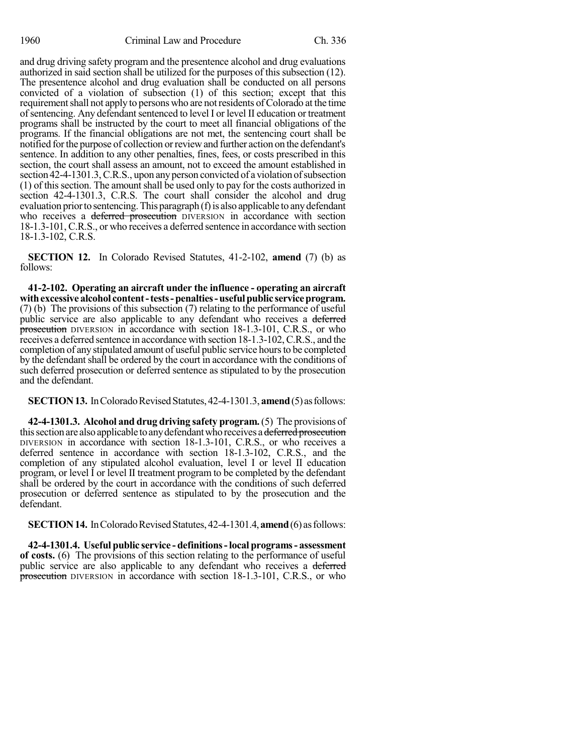and drug driving safety program and the presentence alcohol and drug evaluations authorized in said section shall be utilized for the purposes of this subsection (12). The presentence alcohol and drug evaluation shall be conducted on all persons convicted of a violation of subsection (1) of this section; except that this requirement shall not apply to persons who are not residents of Colorado at the time of sentencing. Any defendant sentenced to level I or level II education or treatment programs shall be instructed by the court to meet all financial obligations of the programs. If the financial obligations are not met, the sentencing court shall be notified for the purpose of collection or review and further action on the defendant's sentence. In addition to any other penalties, fines, fees, or costs prescribed in this section, the court shall assess an amount, not to exceed the amount established in section 42-4-1301.3, C.R.S., upon any person convicted of a violation of subsection (1) of this section. The amount shall be used only to pay for the costs authorized in section 42-4-1301.3, C.R.S. The court shall consider the alcohol and drug evaluation prior to sentencing. This paragraph (f) is also applicable to any defendant who receives a ~~deferred prosecution~~ DIVERSION in accordance with section 18-1.3-101, C.R.S., or who receives a deferred sentence in accordance with section 18-1.3-102, C.R.S.

**SECTION 12.** In Colorado Revised Statutes, 41-2-102, **amend** (7) (b) as follows:

**41-2-102. Operating an aircraft under the influence - operating an aircraft with excessive alcohol content - tests - penalties - useful public service program.** (7) (b) The provisions of this subsection (7) relating to the performance of useful public service are also applicable to any defendant who receives a ~~deferred prosecution~~ DIVERSION in accordance with section 18-1.3-101, C.R.S., or who receives a deferred sentence in accordance with section 18-1.3-102, C.R.S., and the completion of any stipulated amount of useful public service hours to be completed by the defendant shall be ordered by the court in accordance with the conditions of such deferred prosecution or deferred sentence as stipulated to by the prosecution and the defendant.

**SECTION 13.** In Colorado Revised Statutes, 42-4-1301.3, **amend** (5) as follows:

**42-4-1301.3. Alcohol and drug driving safety program.** (5) The provisions of this section are also applicable to any defendant who receives a ~~deferred prosecution~~ DIVERSION in accordance with section 18-1.3-101, C.R.S., or who receives a deferred sentence in accordance with section 18-1.3-102, C.R.S., and the completion of any stipulated alcohol evaluation, level I or level II education program, or level I or level II treatment program to be completed by the defendant shall be ordered by the court in accordance with the conditions of such deferred prosecution or deferred sentence as stipulated to by the prosecution and the defendant.

**SECTION 14.** In Colorado Revised Statutes, 42-4-1301.4, **amend** (6) as follows:

**42-4-1301.4. Useful public service - definitions - local programs - assessment of costs.** (6) The provisions of this section relating to the performance of useful public service are also applicable to any defendant who receives a ~~deferred prosecution~~ DIVERSION in accordance with section 18-1.3-101, C.R.S., or who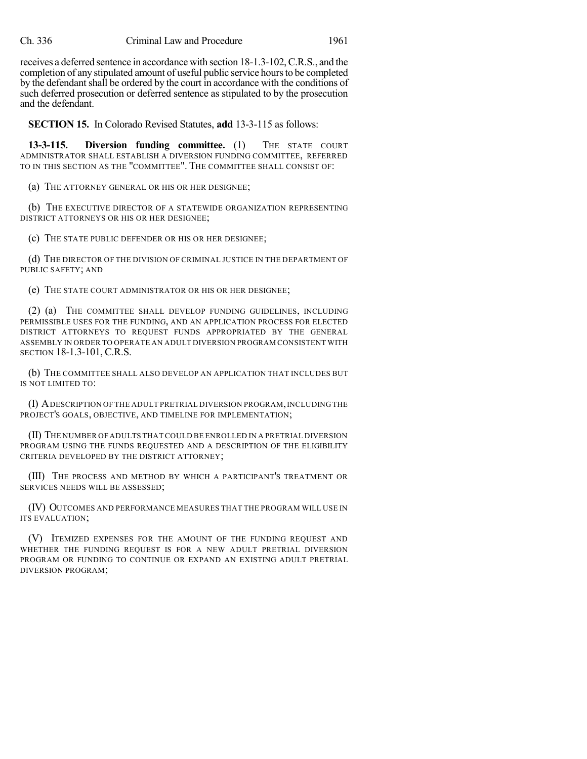receives a deferred sentence in accordance with section 18-1.3-102, C.R.S., and the completion of any stipulated amount of useful public service hours to be completed by the defendant shall be ordered by the court in accordance with the conditions of such deferred prosecution or deferred sentence as stipulated to by the prosecution and the defendant.

**SECTION 15.** In Colorado Revised Statutes, **add** 13-3-115 as follows:

**13-3-115. Diversion funding committee.** (1) THE STATE COURT ADMINISTRATOR SHALL ESTABLISH A DIVERSION FUNDING COMMITTEE, REFERRED TO IN THIS SECTION AS THE "COMMITTEE". THE COMMITTEE SHALL CONSIST OF:

(a) THE ATTORNEY GENERAL OR HIS OR HER DESIGNEE;

(b) THE EXECUTIVE DIRECTOR OF A STATEWIDE ORGANIZATION REPRESENTING DISTRICT ATTORNEYS OR HIS OR HER DESIGNEE;

(c) THE STATE PUBLIC DEFENDER OR HIS OR HER DESIGNEE;

(d) THE DIRECTOR OF THE DIVISION OF CRIMINAL JUSTICE IN THE DEPARTMENT OF PUBLIC SAFETY; AND

(e) THE STATE COURT ADMINISTRATOR OR HIS OR HER DESIGNEE;

(2) (a) THE COMMITTEE SHALL DEVELOP FUNDING GUIDELINES, INCLUDING PERMISSIBLE USES FOR THE FUNDING, AND AN APPLICATION PROCESS FOR ELECTED DISTRICT ATTORNEYS TO REQUEST FUNDS APPROPRIATED BY THE GENERAL ASSEMBLY IN ORDER TO OPERATE AN ADULT DIVERSION PROGRAM CONSISTENT WITH SECTION 18-1.3-101, C.R.S.

(b) THE COMMITTEE SHALL ALSO DEVELOP AN APPLICATION THAT INCLUDES BUT IS NOT LIMITED TO:

(I) A DESCRIPTION OF THE ADULT PRETRIAL DIVERSION PROGRAM, INCLUDING THE PROJECT'S GOALS, OBJECTIVE, AND TIMELINE FOR IMPLEMENTATION;

(II) THE NUMBER OF ADULTS THAT COULD BE ENROLLED IN A PRETRIAL DIVERSION PROGRAM USING THE FUNDS REQUESTED AND A DESCRIPTION OF THE ELIGIBILITY CRITERIA DEVELOPED BY THE DISTRICT ATTORNEY;

(III) THE PROCESS AND METHOD BY WHICH A PARTICIPANT'S TREATMENT OR SERVICES NEEDS WILL BE ASSESSED;

(IV) OUTCOMES AND PERFORMANCE MEASURES THAT THE PROGRAM WILL USE IN ITS EVALUATION;

(V) ITEMIZED EXPENSES FOR THE AMOUNT OF THE FUNDING REQUEST AND WHETHER THE FUNDING REQUEST IS FOR A NEW ADULT PRETRIAL DIVERSION PROGRAM OR FUNDING TO CONTINUE OR EXPAND AN EXISTING ADULT PRETRIAL DIVERSION PROGRAM;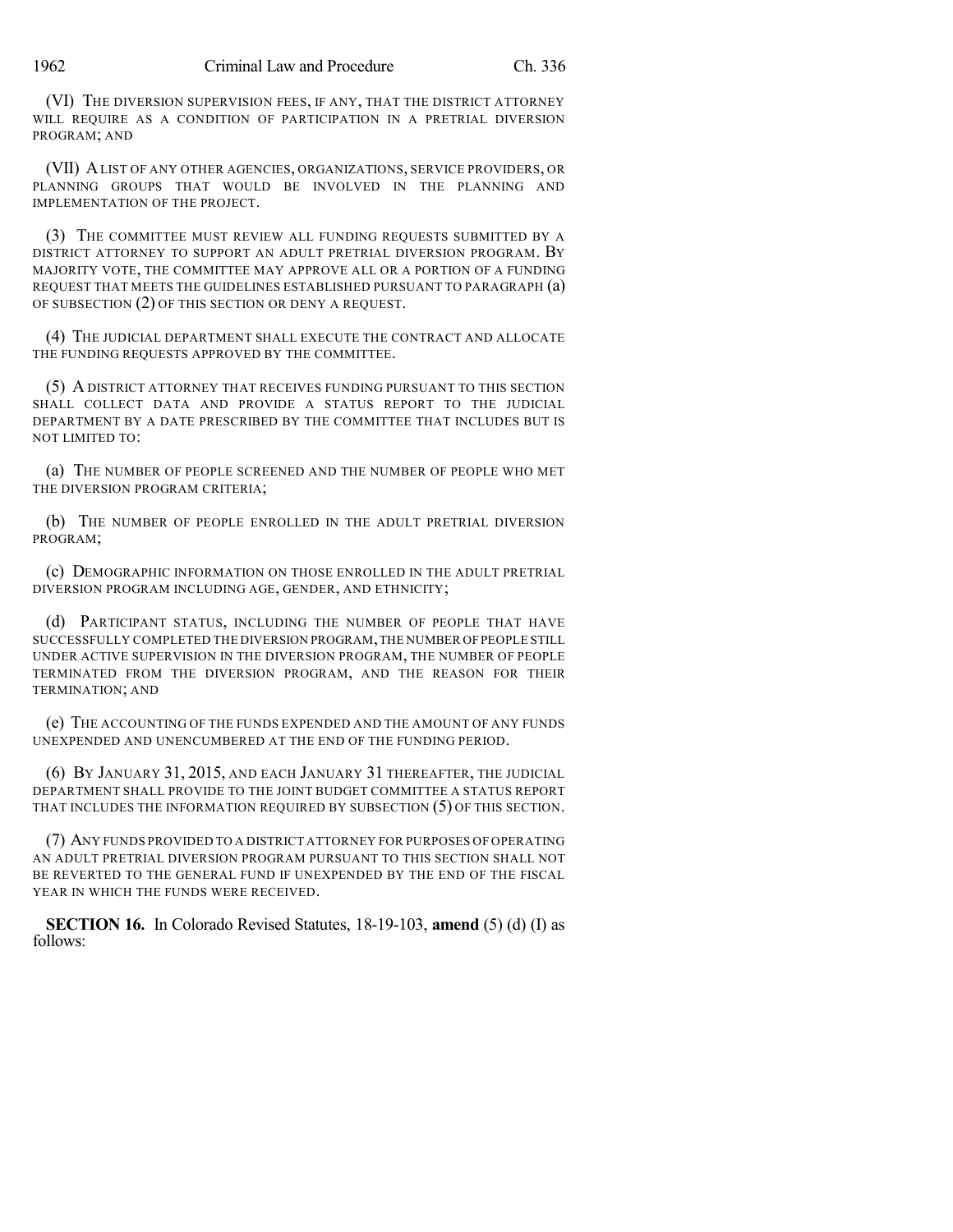(VI) THE DIVERSION SUPERVISION FEES, IF ANY, THAT THE DISTRICT ATTORNEY WILL REQUIRE AS A CONDITION OF PARTICIPATION IN A PRETRIAL DIVERSION PROGRAM; AND

(VII) A LIST OF ANY OTHER AGENCIES, ORGANIZATIONS, SERVICE PROVIDERS, OR PLANNING GROUPS THAT WOULD BE INVOLVED IN THE PLANNING AND IMPLEMENTATION OF THE PROJECT.

(3) THE COMMITTEE MUST REVIEW ALL FUNDING REQUESTS SUBMITTED BY A DISTRICT ATTORNEY TO SUPPORT AN ADULT PRETRIAL DIVERSION PROGRAM. BY MAJORITY VOTE, THE COMMITTEE MAY APPROVE ALL OR A PORTION OF A FUNDING REQUEST THAT MEETS THE GUIDELINES ESTABLISHED PURSUANT TO PARAGRAPH (a) OF SUBSECTION (2) OF THIS SECTION OR DENY A REQUEST.

(4) THE JUDICIAL DEPARTMENT SHALL EXECUTE THE CONTRACT AND ALLOCATE THE FUNDING REQUESTS APPROVED BY THE COMMITTEE.

(5) A DISTRICT ATTORNEY THAT RECEIVES FUNDING PURSUANT TO THIS SECTION SHALL COLLECT DATA AND PROVIDE A STATUS REPORT TO THE JUDICIAL DEPARTMENT BY A DATE PRESCRIBED BY THE COMMITTEE THAT INCLUDES BUT IS NOT LIMITED TO:

(a) THE NUMBER OF PEOPLE SCREENED AND THE NUMBER OF PEOPLE WHO MET THE DIVERSION PROGRAM CRITERIA;

(b) THE NUMBER OF PEOPLE ENROLLED IN THE ADULT PRETRIAL DIVERSION PROGRAM;

(c) DEMOGRAPHIC INFORMATION ON THOSE ENROLLED IN THE ADULT PRETRIAL DIVERSION PROGRAM INCLUDING AGE, GENDER, AND ETHNICITY;

(d) PARTICIPANT STATUS, INCLUDING THE NUMBER OF PEOPLE THAT HAVE SUCCESSFULLY COMPLETED THE DIVERSION PROGRAM, THE NUMBER OF PEOPLE STILL UNDER ACTIVE SUPERVISION IN THE DIVERSION PROGRAM, THE NUMBER OF PEOPLE TERMINATED FROM THE DIVERSION PROGRAM, AND THE REASON FOR THEIR TERMINATION; AND

(e) THE ACCOUNTING OF THE FUNDS EXPENDED AND THE AMOUNT OF ANY FUNDS UNEXPENDED AND UNENCUMBERED AT THE END OF THE FUNDING PERIOD.

(6) BY JANUARY 31, 2015, AND EACH JANUARY 31 THEREAFTER, THE JUDICIAL DEPARTMENT SHALL PROVIDE TO THE JOINT BUDGET COMMITTEE A STATUS REPORT THAT INCLUDES THE INFORMATION REQUIRED BY SUBSECTION (5) OF THIS SECTION.

(7) ANY FUNDS PROVIDED TO A DISTRICT ATTORNEY FOR PURPOSES OF OPERATING AN ADULT PRETRIAL DIVERSION PROGRAM PURSUANT TO THIS SECTION SHALL NOT BE REVERTED TO THE GENERAL FUND IF UNEXPENDED BY THE END OF THE FISCAL YEAR IN WHICH THE FUNDS WERE RECEIVED.

**SECTION 16.** In Colorado Revised Statutes, 18-19-103, **amend** (5) (d) (I) as follows: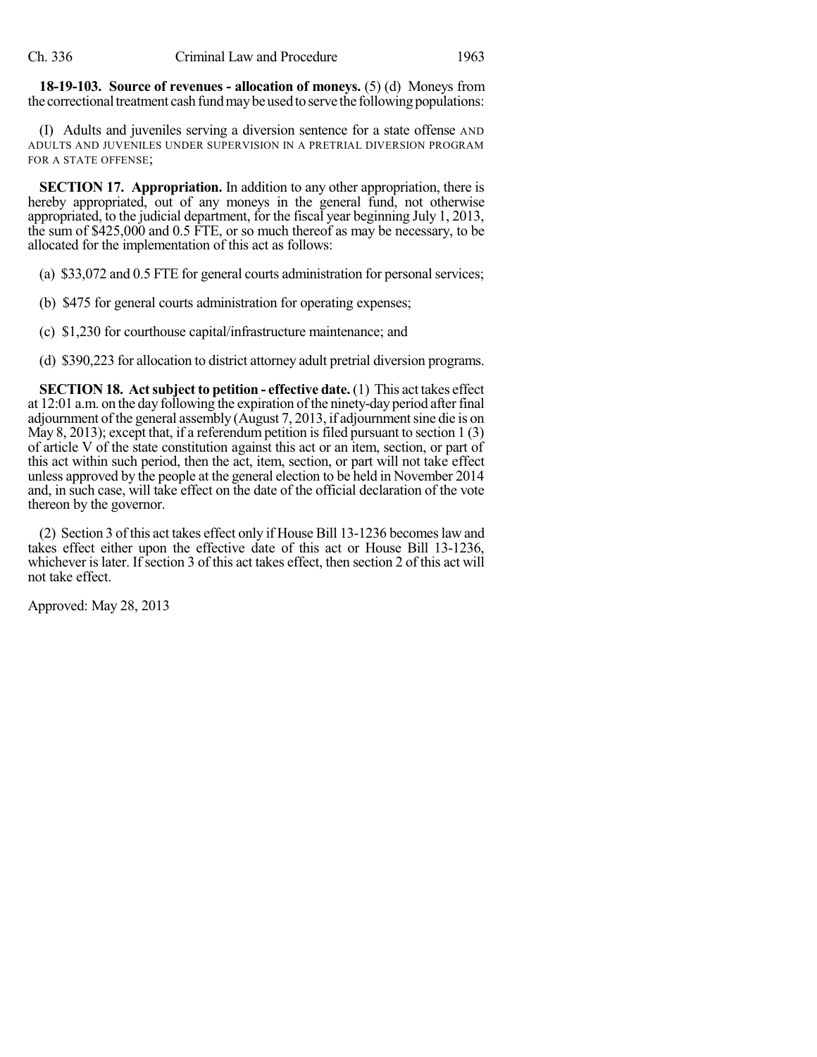**18-19-103. Source of revenues - allocation of moneys.** (5) (d) Moneys from the correctional treatment cash fund may be used to serve the following populations:

(I) Adults and juveniles serving a diversion sentence for a state offense AND ADULTS AND JUVENILES UNDER SUPERVISION IN A PRETRIAL DIVERSION PROGRAM FOR A STATE OFFENSE;

**SECTION 17. Appropriation.** In addition to any other appropriation, there is hereby appropriated, out of any moneys in the general fund, not otherwise appropriated, to the judicial department, for the fiscal year beginning July 1, 2013, the sum of $425,000 and 0.5 FTE, or so much thereof as may be necessary, to be allocated for the implementation of this act as follows:

(a) $33,072 and 0.5 FTE for general courts administration for personal services;

(b) $475 for general courts administration for operating expenses;

(c) $1,230 for courthouse capital/infrastructure maintenance; and

(d) $390,223 for allocation to district attorney adult pretrial diversion programs.

**SECTION 18. Act subject to petition - effective date.** (1) This act takes effect at 12:01 a.m. on the day following the expiration of the ninety-day period after final adjournment of the general assembly (August 7, 2013, if adjournment sine die is on May 8, 2013); except that, if a referendum petition is filed pursuant to section 1 (3) of article V of the state constitution against this act or an item, section, or part of this act within such period, then the act, item, section, or part will not take effect unless approved by the people at the general election to be held in November 2014 and, in such case, will take effect on the date of the official declaration of the vote thereon by the governor.

(2) Section 3 of this act takes effect only if House Bill 13-1236 becomes law and takes effect either upon the effective date of this act or House Bill 13-1236, whichever is later. If section 3 of this act takes effect, then section 2 of this act will not take effect.

Approved: May 28, 2013